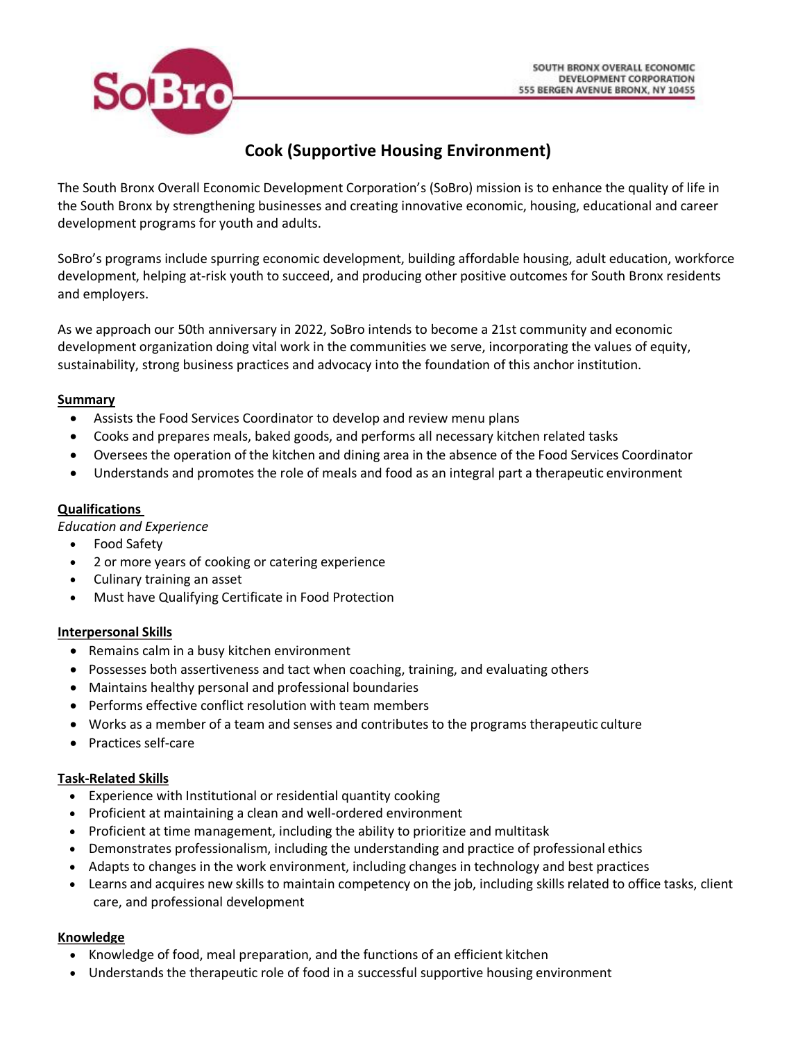SoBro

SOUTH BRONX OVERALL ECONOMIC DEVELOPMENT CORPORATION
555 BERGEN AVENUE BRONX, NY 10455

# Cook (Supportive Housing Environment)

The South Bronx Overall Economic Development Corporation's (SoBro) mission is to enhance the quality of life in the South Bronx by strengthening businesses and creating innovative economic, housing, educational and career development programs for youth and adults.

SoBro's programs include spurring economic development, building affordable housing, adult education, workforce development, helping at-risk youth to succeed, and producing other positive outcomes for South Bronx residents and employers.

As we approach our 50th anniversary in 2022, SoBro intends to become a 21st community and economic development organization doing vital work in the communities we serve, incorporating the values of equity, sustainability, strong business practices and advocacy into the foundation of this anchor institution.

## Summary

- Assists the Food Services Coordinator to develop and review menu plans
- Cooks and prepares meals, baked goods, and performs all necessary kitchen related tasks
- Oversees the operation of the kitchen and dining area in the absence of the Food Services Coordinator
- Understands and promotes the role of meals and food as an integral part a therapeutic environment

## Qualifications

*Education and Experience*

- Food Safety
- 2 or more years of cooking or catering experience
- Culinary training an asset
- Must have Qualifying Certificate in Food Protection

## Interpersonal Skills

- Remains calm in a busy kitchen environment
- Possesses both assertiveness and tact when coaching, training, and evaluating others
- Maintains healthy personal and professional boundaries
- Performs effective conflict resolution with team members
- Works as a member of a team and senses and contributes to the programs therapeutic culture
- Practices self-care

## Task-Related Skills

- Experience with Institutional or residential quantity cooking
- Proficient at maintaining a clean and well-ordered environment
- Proficient at time management, including the ability to prioritize and multitask
- Demonstrates professionalism, including the understanding and practice of professional ethics
- Adapts to changes in the work environment, including changes in technology and best practices
- Learns and acquires new skills to maintain competency on the job, including skills related to office tasks, client care, and professional development

## Knowledge

- Knowledge of food, meal preparation, and the functions of an efficient kitchen
- Understands the therapeutic role of food in a successful supportive housing environment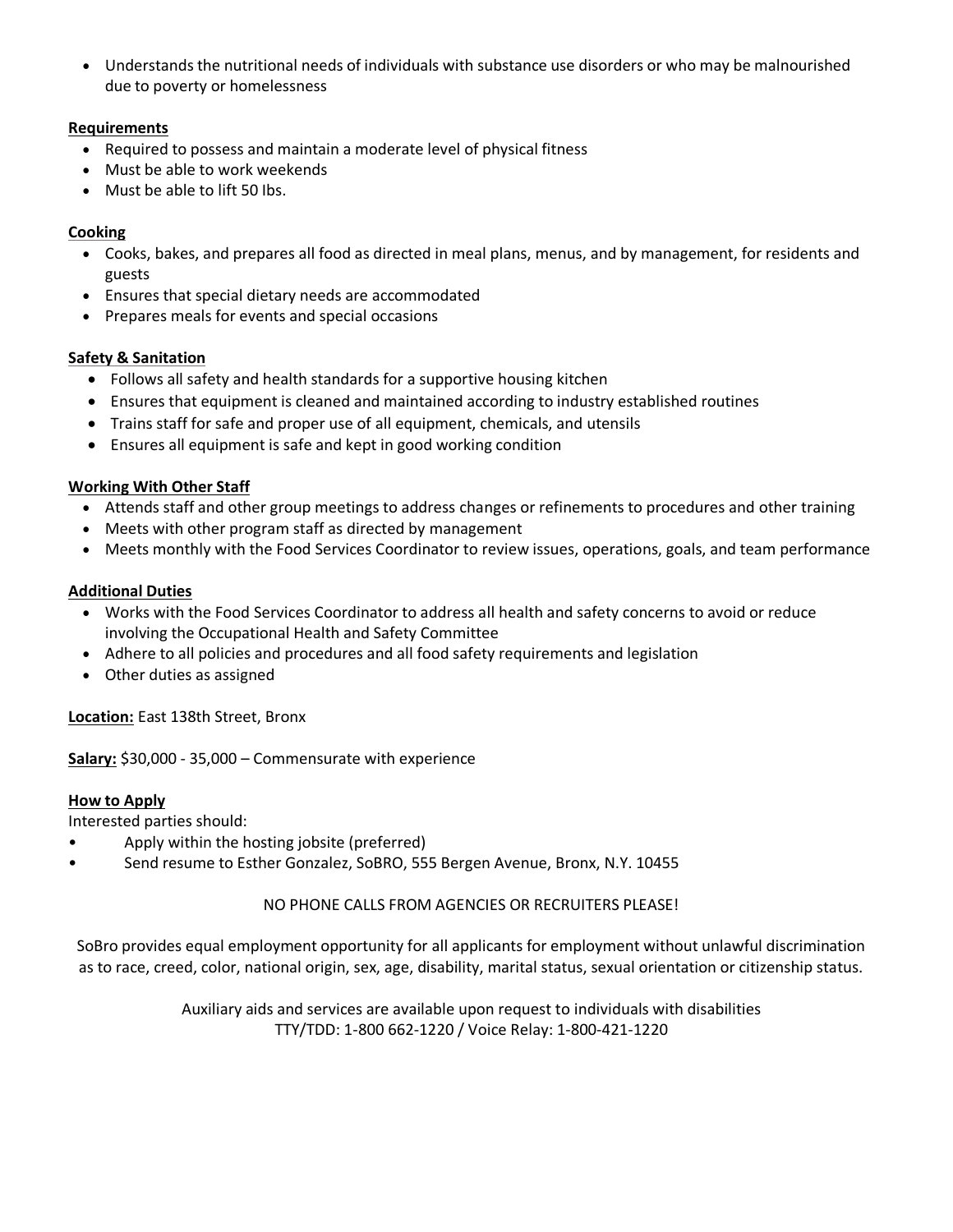- Understands the nutritional needs of individuals with substance use disorders or who may be malnourished due to poverty or homelessness

**Requirements**

- Required to possess and maintain a moderate level of physical fitness
- Must be able to work weekends
- Must be able to lift 50 lbs.

**Cooking**

- Cooks, bakes, and prepares all food as directed in meal plans, menus, and by management, for residents and guests
- Ensures that special dietary needs are accommodated
- Prepares meals for events and special occasions

**Safety & Sanitation**

- Follows all safety and health standards for a supportive housing kitchen
- Ensures that equipment is cleaned and maintained according to industry established routines
- Trains staff for safe and proper use of all equipment, chemicals, and utensils
- Ensures all equipment is safe and kept in good working condition

**Working With Other Staff**

- Attends staff and other group meetings to address changes or refinements to procedures and other training
- Meets with other program staff as directed by management
- Meets monthly with the Food Services Coordinator to review issues, operations, goals, and team performance

**Additional Duties**

- Works with the Food Services Coordinator to address all health and safety concerns to avoid or reduce involving the Occupational Health and Safety Committee
- Adhere to all policies and procedures and all food safety requirements and legislation
- Other duties as assigned

**Location:** East 138th Street, Bronx

**Salary:** $30,000 - 35,000 – Commensurate with experience

**How to Apply**

Interested parties should:

- Apply within the hosting jobsite (preferred)
- Send resume to Esther Gonzalez, SoBRO, 555 Bergen Avenue, Bronx, N.Y. 10455

NO PHONE CALLS FROM AGENCIES OR RECRUITERS PLEASE!

SoBro provides equal employment opportunity for all applicants for employment without unlawful discrimination as to race, creed, color, national origin, sex, age, disability, marital status, sexual orientation or citizenship status.

Auxiliary aids and services are available upon request to individuals with disabilities
TTY/TDD: 1-800 662-1220 / Voice Relay: 1-800-421-1220